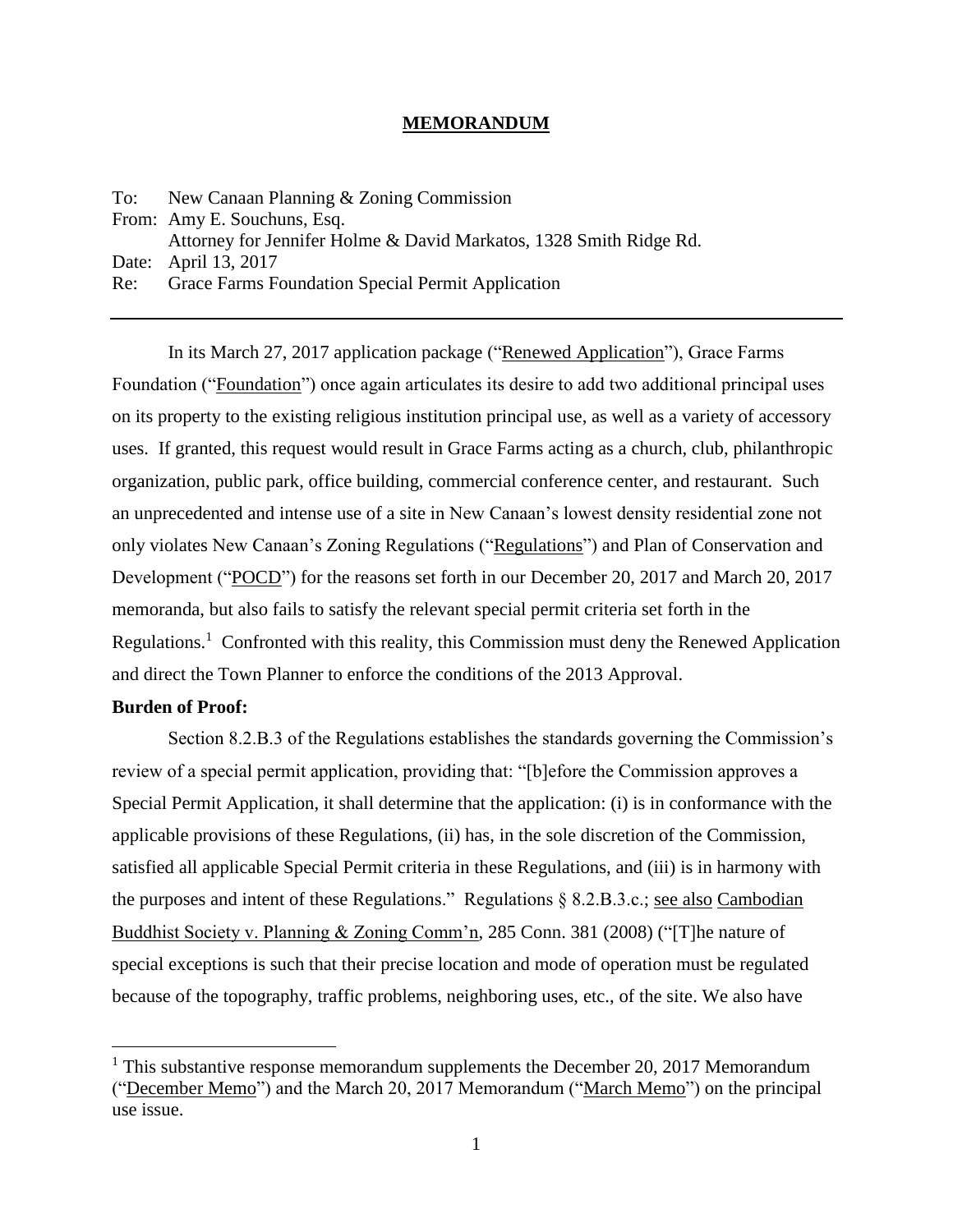# MEMORANDUM

To: New Canaan Planning & Zoning Commission
From: Amy E. Souchuns, Esq.
Attorney for Jennifer Holme & David Markatos, 1328 Smith Ridge Rd.
Date: April 13, 2017
Re: Grace Farms Foundation Special Permit Application

---

In its March 27, 2017 application package ("Renewed Application"), Grace Farms Foundation ("Foundation") once again articulates its desire to add two additional principal uses on its property to the existing religious institution principal use, as well as a variety of accessory uses. If granted, this request would result in Grace Farms acting as a church, club, philanthropic organization, public park, office building, commercial conference center, and restaurant. Such an unprecedented and intense use of a site in New Canaan's lowest density residential zone not only violates New Canaan's Zoning Regulations ("Regulations") and Plan of Conservation and Development ("POCD") for the reasons set forth in our December 20, 2017 and March 20, 2017 memoranda, but also fails to satisfy the relevant special permit criteria set forth in the Regulations.[1] Confronted with this reality, this Commission must deny the Renewed Application and direct the Town Planner to enforce the conditions of the 2013 Approval.

**Burden of Proof:**

Section 8.2.B.3 of the Regulations establishes the standards governing the Commission's review of a special permit application, providing that: "[b]efore the Commission approves a Special Permit Application, it shall determine that the application: (i) is in conformance with the applicable provisions of these Regulations, (ii) has, in the sole discretion of the Commission, satisfied all applicable Special Permit criteria in these Regulations, and (iii) is in harmony with the purposes and intent of these Regulations." Regulations § 8.2.B.3.c.; see also Cambodian Buddhist Society v. Planning & Zoning Comm'n, 285 Conn. 381 (2008) ("[T]he nature of special exceptions is such that their precise location and mode of operation must be regulated because of the topography, traffic problems, neighboring uses, etc., of the site. We also have

[1] This substantive response memorandum supplements the December 20, 2017 Memorandum ("December Memo") and the March 20, 2017 Memorandum ("March Memo") on the principal use issue.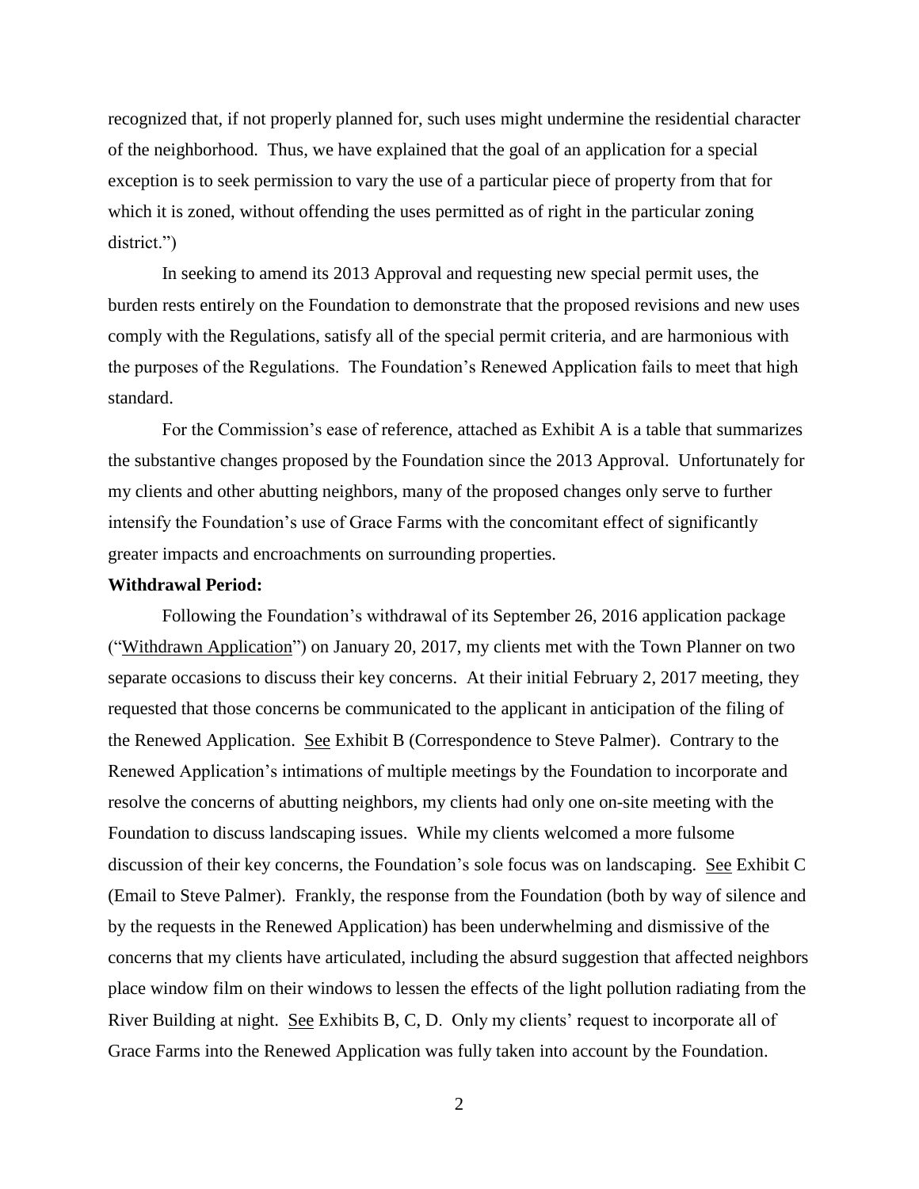recognized that, if not properly planned for, such uses might undermine the residential character of the neighborhood. Thus, we have explained that the goal of an application for a special exception is to seek permission to vary the use of a particular piece of property from that for which it is zoned, without offending the uses permitted as of right in the particular zoning district.")

In seeking to amend its 2013 Approval and requesting new special permit uses, the burden rests entirely on the Foundation to demonstrate that the proposed revisions and new uses comply with the Regulations, satisfy all of the special permit criteria, and are harmonious with the purposes of the Regulations. The Foundation's Renewed Application fails to meet that high standard.

For the Commission's ease of reference, attached as Exhibit A is a table that summarizes the substantive changes proposed by the Foundation since the 2013 Approval. Unfortunately for my clients and other abutting neighbors, many of the proposed changes only serve to further intensify the Foundation's use of Grace Farms with the concomitant effect of significantly greater impacts and encroachments on surrounding properties.

**Withdrawal Period:**

Following the Foundation's withdrawal of its September 26, 2016 application package ("Withdrawn Application") on January 20, 2017, my clients met with the Town Planner on two separate occasions to discuss their key concerns. At their initial February 2, 2017 meeting, they requested that those concerns be communicated to the applicant in anticipation of the filing of the Renewed Application. See Exhibit B (Correspondence to Steve Palmer). Contrary to the Renewed Application's intimations of multiple meetings by the Foundation to incorporate and resolve the concerns of abutting neighbors, my clients had only one on-site meeting with the Foundation to discuss landscaping issues. While my clients welcomed a more fulsome discussion of their key concerns, the Foundation's sole focus was on landscaping. See Exhibit C (Email to Steve Palmer). Frankly, the response from the Foundation (both by way of silence and by the requests in the Renewed Application) has been underwhelming and dismissive of the concerns that my clients have articulated, including the absurd suggestion that affected neighbors place window film on their windows to lessen the effects of the light pollution radiating from the River Building at night. See Exhibits B, C, D. Only my clients' request to incorporate all of Grace Farms into the Renewed Application was fully taken into account by the Foundation.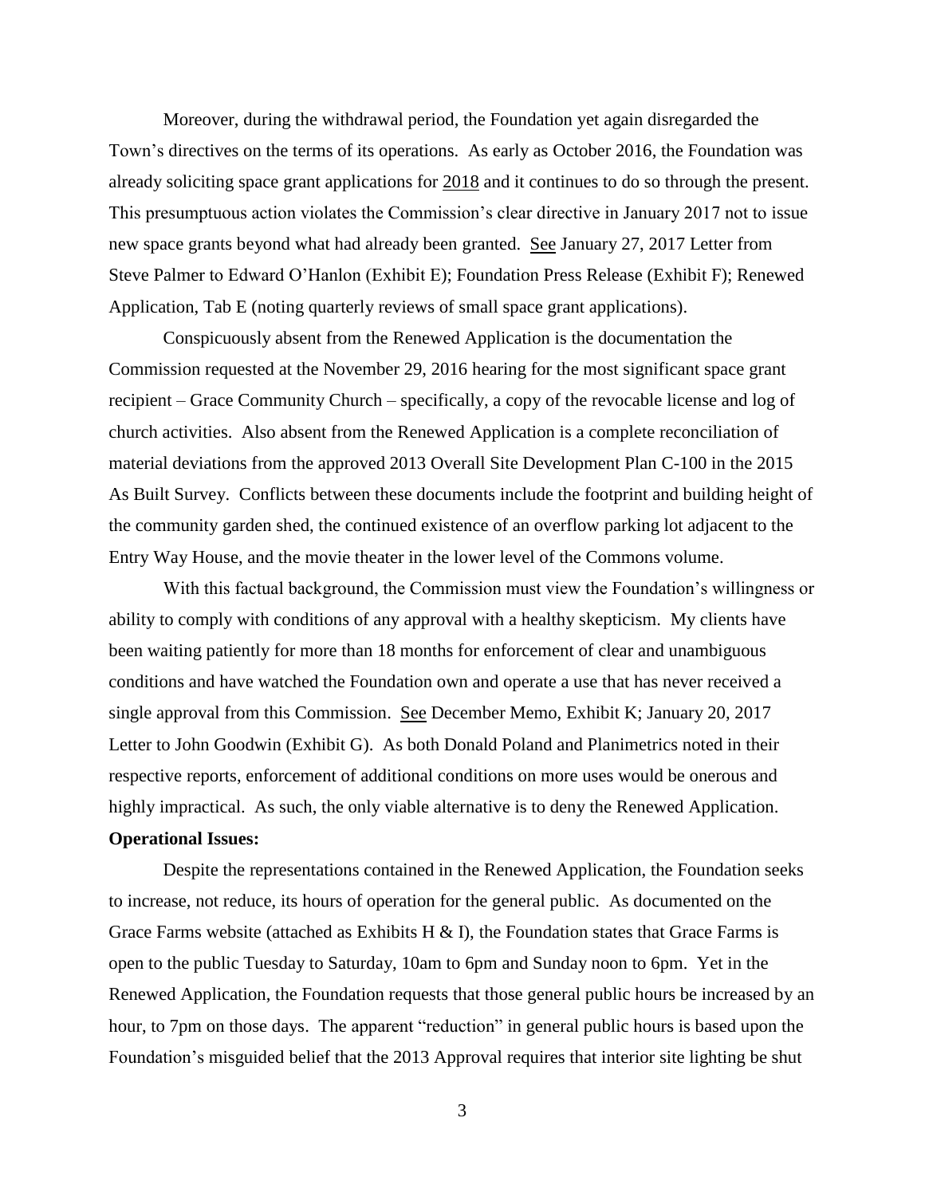Moreover, during the withdrawal period, the Foundation yet again disregarded the Town's directives on the terms of its operations. As early as October 2016, the Foundation was already soliciting space grant applications for 2018 and it continues to do so through the present. This presumptuous action violates the Commission's clear directive in January 2017 not to issue new space grants beyond what had already been granted. See January 27, 2017 Letter from Steve Palmer to Edward O'Hanlon (Exhibit E); Foundation Press Release (Exhibit F); Renewed Application, Tab E (noting quarterly reviews of small space grant applications).

Conspicuously absent from the Renewed Application is the documentation the Commission requested at the November 29, 2016 hearing for the most significant space grant recipient – Grace Community Church – specifically, a copy of the revocable license and log of church activities. Also absent from the Renewed Application is a complete reconciliation of material deviations from the approved 2013 Overall Site Development Plan C-100 in the 2015 As Built Survey. Conflicts between these documents include the footprint and building height of the community garden shed, the continued existence of an overflow parking lot adjacent to the Entry Way House, and the movie theater in the lower level of the Commons volume.

With this factual background, the Commission must view the Foundation's willingness or ability to comply with conditions of any approval with a healthy skepticism. My clients have been waiting patiently for more than 18 months for enforcement of clear and unambiguous conditions and have watched the Foundation own and operate a use that has never received a single approval from this Commission. See December Memo, Exhibit K; January 20, 2017 Letter to John Goodwin (Exhibit G). As both Donald Poland and Planimetrics noted in their respective reports, enforcement of additional conditions on more uses would be onerous and highly impractical. As such, the only viable alternative is to deny the Renewed Application.

**Operational Issues:**

Despite the representations contained in the Renewed Application, the Foundation seeks to increase, not reduce, its hours of operation for the general public. As documented on the Grace Farms website (attached as Exhibits H & I), the Foundation states that Grace Farms is open to the public Tuesday to Saturday, 10am to 6pm and Sunday noon to 6pm. Yet in the Renewed Application, the Foundation requests that those general public hours be increased by an hour, to 7pm on those days. The apparent "reduction" in general public hours is based upon the Foundation's misguided belief that the 2013 Approval requires that interior site lighting be shut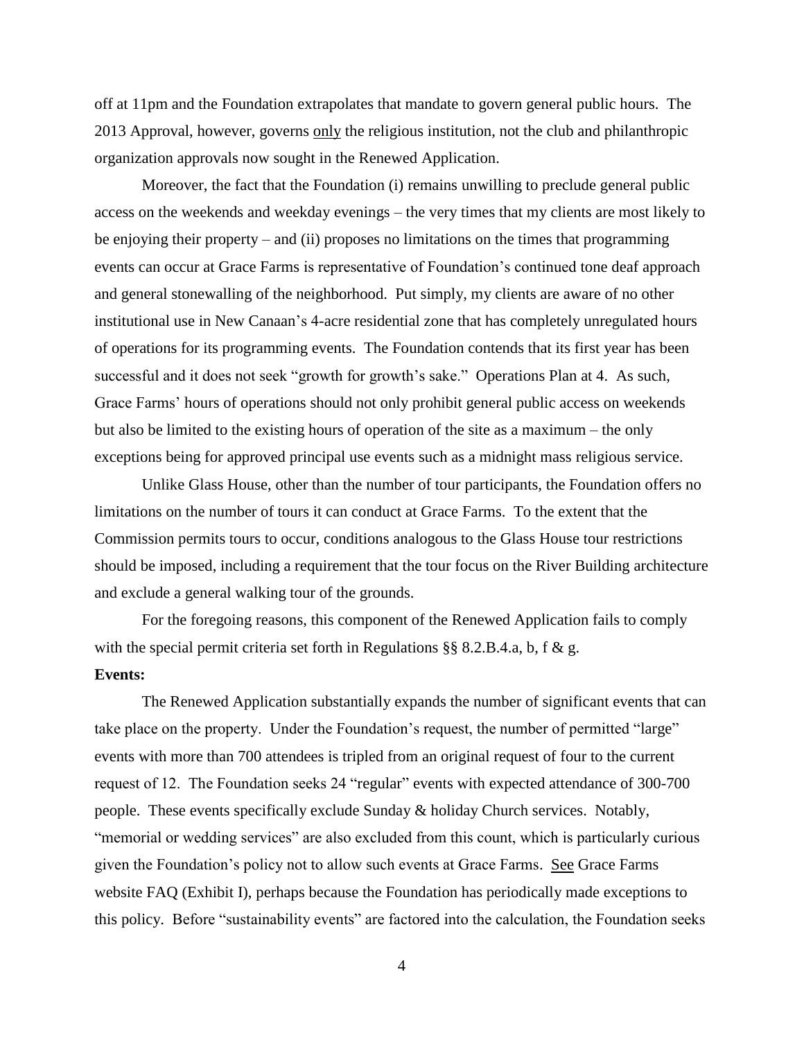off at 11pm and the Foundation extrapolates that mandate to govern general public hours. The 2013 Approval, however, governs only the religious institution, not the club and philanthropic organization approvals now sought in the Renewed Application.

Moreover, the fact that the Foundation (i) remains unwilling to preclude general public access on the weekends and weekday evenings – the very times that my clients are most likely to be enjoying their property – and (ii) proposes no limitations on the times that programming events can occur at Grace Farms is representative of Foundation's continued tone deaf approach and general stonewalling of the neighborhood. Put simply, my clients are aware of no other institutional use in New Canaan's 4-acre residential zone that has completely unregulated hours of operations for its programming events. The Foundation contends that its first year has been successful and it does not seek "growth for growth's sake." Operations Plan at 4. As such, Grace Farms' hours of operations should not only prohibit general public access on weekends but also be limited to the existing hours of operation of the site as a maximum – the only exceptions being for approved principal use events such as a midnight mass religious service.

Unlike Glass House, other than the number of tour participants, the Foundation offers no limitations on the number of tours it can conduct at Grace Farms. To the extent that the Commission permits tours to occur, conditions analogous to the Glass House tour restrictions should be imposed, including a requirement that the tour focus on the River Building architecture and exclude a general walking tour of the grounds.

For the foregoing reasons, this component of the Renewed Application fails to comply with the special permit criteria set forth in Regulations §§ 8.2.B.4.a, b, f & g.

**Events:**

The Renewed Application substantially expands the number of significant events that can take place on the property. Under the Foundation's request, the number of permitted "large" events with more than 700 attendees is tripled from an original request of four to the current request of 12. The Foundation seeks 24 "regular" events with expected attendance of 300-700 people. These events specifically exclude Sunday & holiday Church services. Notably, "memorial or wedding services" are also excluded from this count, which is particularly curious given the Foundation's policy not to allow such events at Grace Farms. See Grace Farms website FAQ (Exhibit I), perhaps because the Foundation has periodically made exceptions to this policy. Before "sustainability events" are factored into the calculation, the Foundation seeks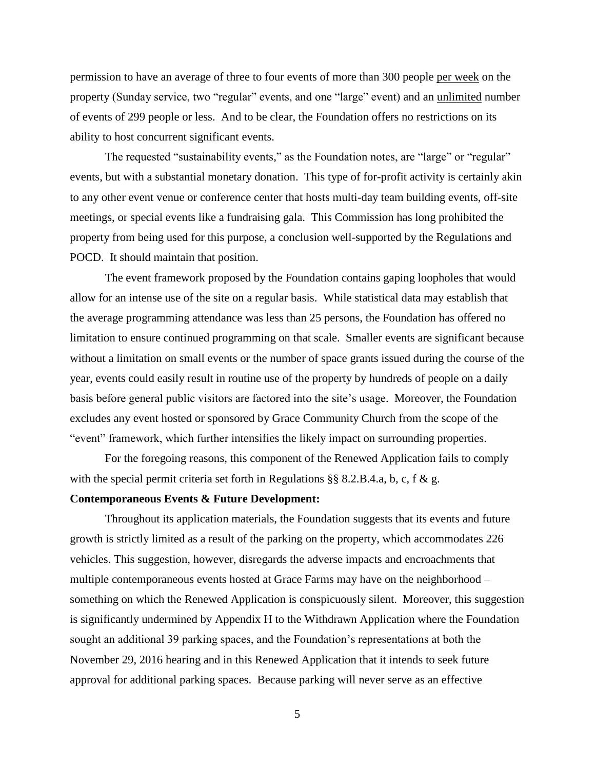permission to have an average of three to four events of more than 300 people <u>per week</u> on the property (Sunday service, two "regular" events, and one "large" event) and an <u>unlimited</u> number of events of 299 people or less. And to be clear, the Foundation offers no restrictions on its ability to host concurrent significant events.

The requested "sustainability events," as the Foundation notes, are "large" or "regular" events, but with a substantial monetary donation. This type of for-profit activity is certainly akin to any other event venue or conference center that hosts multi-day team building events, off-site meetings, or special events like a fundraising gala. This Commission has long prohibited the property from being used for this purpose, a conclusion well-supported by the Regulations and POCD. It should maintain that position.

The event framework proposed by the Foundation contains gaping loopholes that would allow for an intense use of the site on a regular basis. While statistical data may establish that the average programming attendance was less than 25 persons, the Foundation has offered no limitation to ensure continued programming on that scale. Smaller events are significant because without a limitation on small events or the number of space grants issued during the course of the year, events could easily result in routine use of the property by hundreds of people on a daily basis before general public visitors are factored into the site's usage. Moreover, the Foundation excludes any event hosted or sponsored by Grace Community Church from the scope of the "event" framework, which further intensifies the likely impact on surrounding properties.

For the foregoing reasons, this component of the Renewed Application fails to comply with the special permit criteria set forth in Regulations §§ 8.2.B.4.a, b, c, f & g.

**Contemporaneous Events & Future Development:**

Throughout its application materials, the Foundation suggests that its events and future growth is strictly limited as a result of the parking on the property, which accommodates 226 vehicles. This suggestion, however, disregards the adverse impacts and encroachments that multiple contemporaneous events hosted at Grace Farms may have on the neighborhood – something on which the Renewed Application is conspicuously silent. Moreover, this suggestion is significantly undermined by Appendix H to the Withdrawn Application where the Foundation sought an additional 39 parking spaces, and the Foundation's representations at both the November 29, 2016 hearing and in this Renewed Application that it intends to seek future approval for additional parking spaces. Because parking will never serve as an effective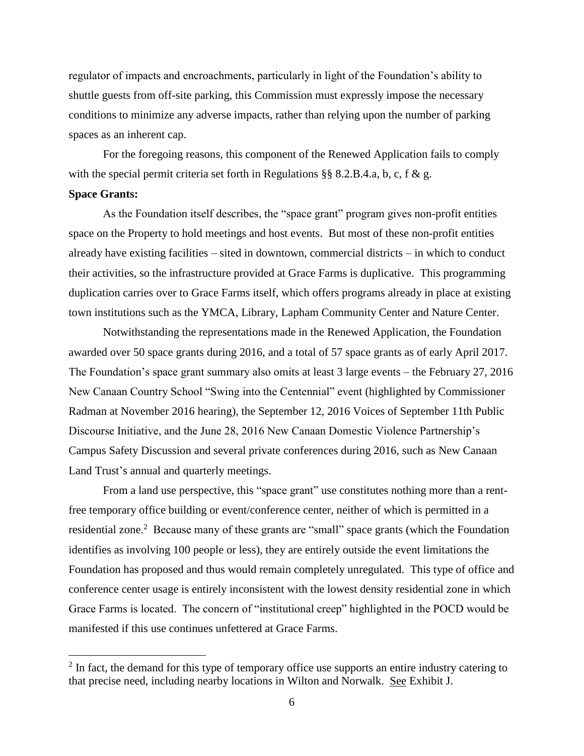regulator of impacts and encroachments, particularly in light of the Foundation's ability to shuttle guests from off-site parking, this Commission must expressly impose the necessary conditions to minimize any adverse impacts, rather than relying upon the number of parking spaces as an inherent cap.

For the foregoing reasons, this component of the Renewed Application fails to comply with the special permit criteria set forth in Regulations §§ 8.2.B.4.a, b, c, f & g.

**Space Grants:**

As the Foundation itself describes, the "space grant" program gives non-profit entities space on the Property to hold meetings and host events. But most of these non-profit entities already have existing facilities – sited in downtown, commercial districts – in which to conduct their activities, so the infrastructure provided at Grace Farms is duplicative. This programming duplication carries over to Grace Farms itself, which offers programs already in place at existing town institutions such as the YMCA, Library, Lapham Community Center and Nature Center.

Notwithstanding the representations made in the Renewed Application, the Foundation awarded over 50 space grants during 2016, and a total of 57 space grants as of early April 2017. The Foundation's space grant summary also omits at least 3 large events – the February 27, 2016 New Canaan Country School "Swing into the Centennial" event (highlighted by Commissioner Radman at November 2016 hearing), the September 12, 2016 Voices of September 11th Public Discourse Initiative, and the June 28, 2016 New Canaan Domestic Violence Partnership's Campus Safety Discussion and several private conferences during 2016, such as New Canaan Land Trust's annual and quarterly meetings.

From a land use perspective, this "space grant" use constitutes nothing more than a rent-free temporary office building or event/conference center, neither of which is permitted in a residential zone.[2] Because many of these grants are "small" space grants (which the Foundation identifies as involving 100 people or less), they are entirely outside the event limitations the Foundation has proposed and thus would remain completely unregulated. This type of office and conference center usage is entirely inconsistent with the lowest density residential zone in which Grace Farms is located. The concern of "institutional creep" highlighted in the POCD would be manifested if this use continues unfettered at Grace Farms.

[2] In fact, the demand for this type of temporary office use supports an entire industry catering to that precise need, including nearby locations in Wilton and Norwalk. See Exhibit J.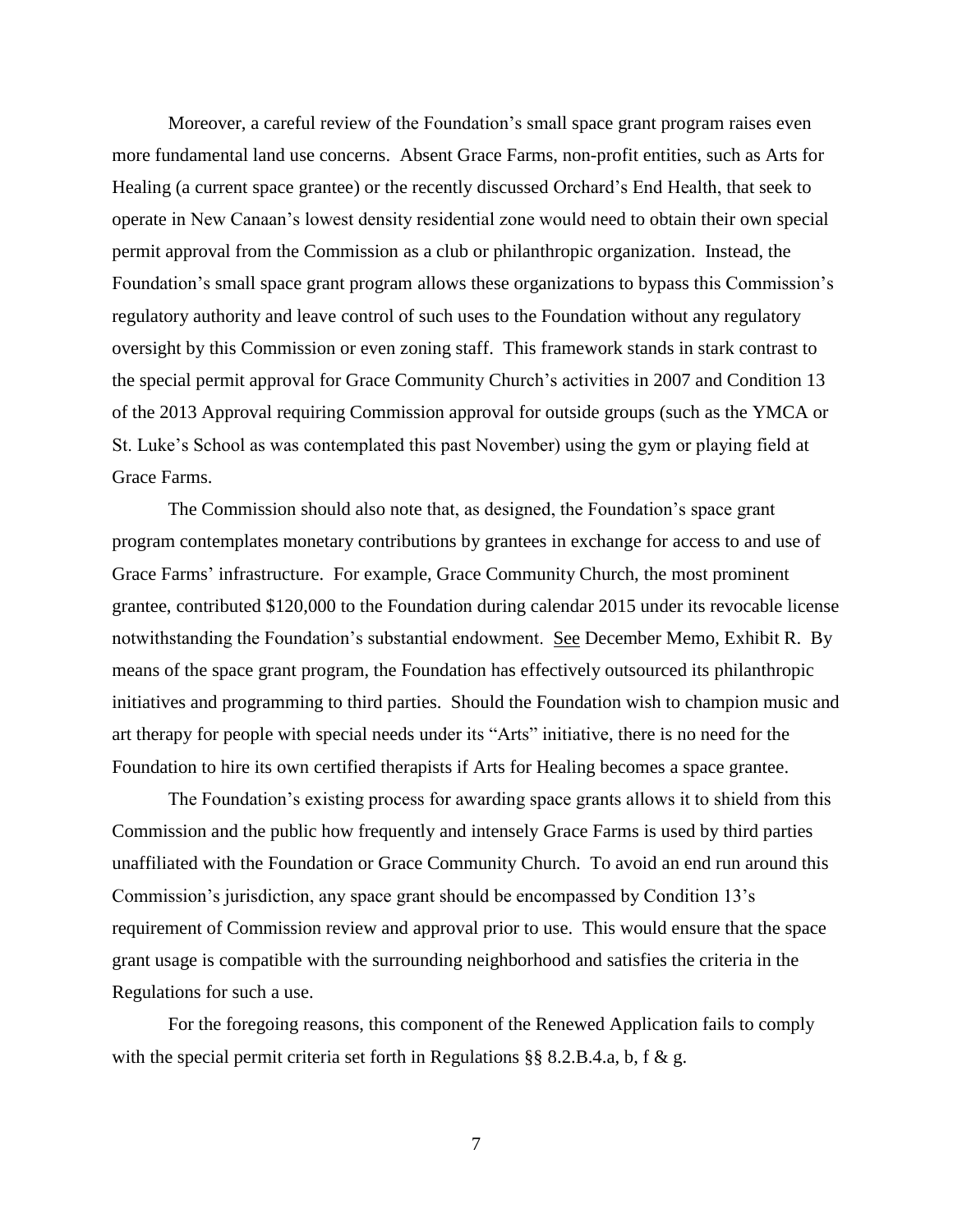Moreover, a careful review of the Foundation's small space grant program raises even more fundamental land use concerns. Absent Grace Farms, non-profit entities, such as Arts for Healing (a current space grantee) or the recently discussed Orchard's End Health, that seek to operate in New Canaan's lowest density residential zone would need to obtain their own special permit approval from the Commission as a club or philanthropic organization. Instead, the Foundation's small space grant program allows these organizations to bypass this Commission's regulatory authority and leave control of such uses to the Foundation without any regulatory oversight by this Commission or even zoning staff. This framework stands in stark contrast to the special permit approval for Grace Community Church's activities in 2007 and Condition 13 of the 2013 Approval requiring Commission approval for outside groups (such as the YMCA or St. Luke's School as was contemplated this past November) using the gym or playing field at Grace Farms.

The Commission should also note that, as designed, the Foundation's space grant program contemplates monetary contributions by grantees in exchange for access to and use of Grace Farms' infrastructure. For example, Grace Community Church, the most prominent grantee, contributed $120,000 to the Foundation during calendar 2015 under its revocable license notwithstanding the Foundation's substantial endowment. See December Memo, Exhibit R. By means of the space grant program, the Foundation has effectively outsourced its philanthropic initiatives and programming to third parties. Should the Foundation wish to champion music and art therapy for people with special needs under its "Arts" initiative, there is no need for the Foundation to hire its own certified therapists if Arts for Healing becomes a space grantee.

The Foundation's existing process for awarding space grants allows it to shield from this Commission and the public how frequently and intensely Grace Farms is used by third parties unaffiliated with the Foundation or Grace Community Church. To avoid an end run around this Commission's jurisdiction, any space grant should be encompassed by Condition 13's requirement of Commission review and approval prior to use. This would ensure that the space grant usage is compatible with the surrounding neighborhood and satisfies the criteria in the Regulations for such a use.

For the foregoing reasons, this component of the Renewed Application fails to comply with the special permit criteria set forth in Regulations §§ 8.2.B.4.a, b, f & g.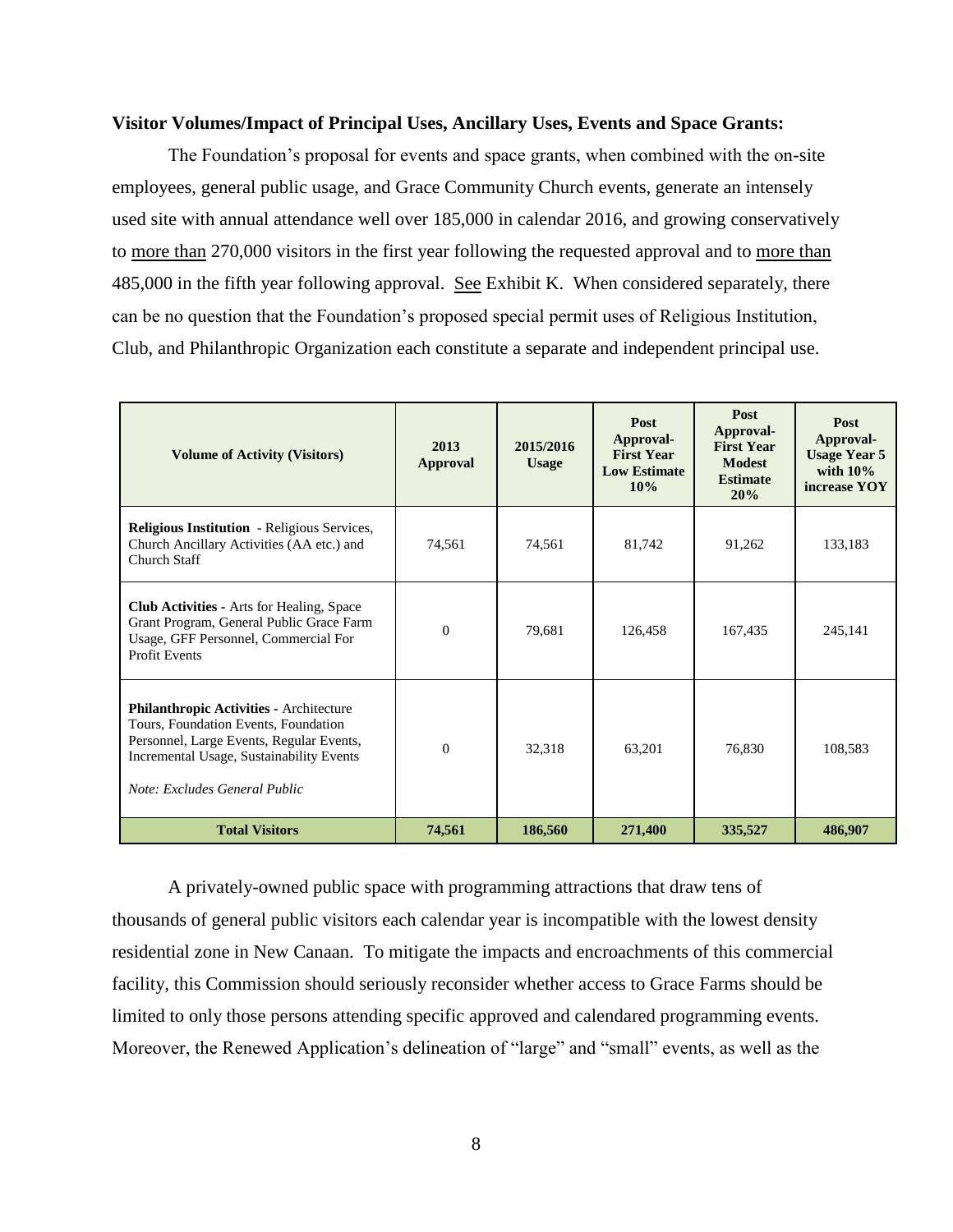**Visitor Volumes/Impact of Principal Uses, Ancillary Uses, Events and Space Grants:**

The Foundation's proposal for events and space grants, when combined with the on-site employees, general public usage, and Grace Community Church events, generate an intensely used site with annual attendance well over 185,000 in calendar 2016, and growing conservatively to more than 270,000 visitors in the first year following the requested approval and to more than 485,000 in the fifth year following approval. See Exhibit K. When considered separately, there can be no question that the Foundation's proposed special permit uses of Religious Institution, Club, and Philanthropic Organization each constitute a separate and independent principal use.

| Volume of Activity (Visitors) | 2013 Approval | 2015/2016 Usage | Post Approval- First Year Low Estimate 10% | Post Approval- First Year Modest Estimate 20% | Post Approval- Usage Year 5 with 10% increase YOY |
|---|---|---|---|---|---|
| **Religious Institution** - Religious Services, Church Ancillary Activities (AA etc.) and Church Staff | 74,561 | 74,561 | 81,742 | 91,262 | 133,183 |
| **Club Activities** - Arts for Healing, Space Grant Program, General Public Grace Farm Usage, GFF Personnel, Commercial For Profit Events | 0 | 79,681 | 126,458 | 167,435 | 245,141 |
| **Philanthropic Activities** - Architecture Tours, Foundation Events, Foundation Personnel, Large Events, Regular Events, Incremental Usage, Sustainability Events *Note: Excludes General Public* | 0 | 32,318 | 63,201 | 76,830 | 108,583 |
| **Total Visitors** | **74,561** | **186,560** | **271,400** | **335,527** | **486,907** |

A privately-owned public space with programming attractions that draw tens of thousands of general public visitors each calendar year is incompatible with the lowest density residential zone in New Canaan. To mitigate the impacts and encroachments of this commercial facility, this Commission should seriously reconsider whether access to Grace Farms should be limited to only those persons attending specific approved and calendared programming events. Moreover, the Renewed Application's delineation of "large" and "small" events, as well as the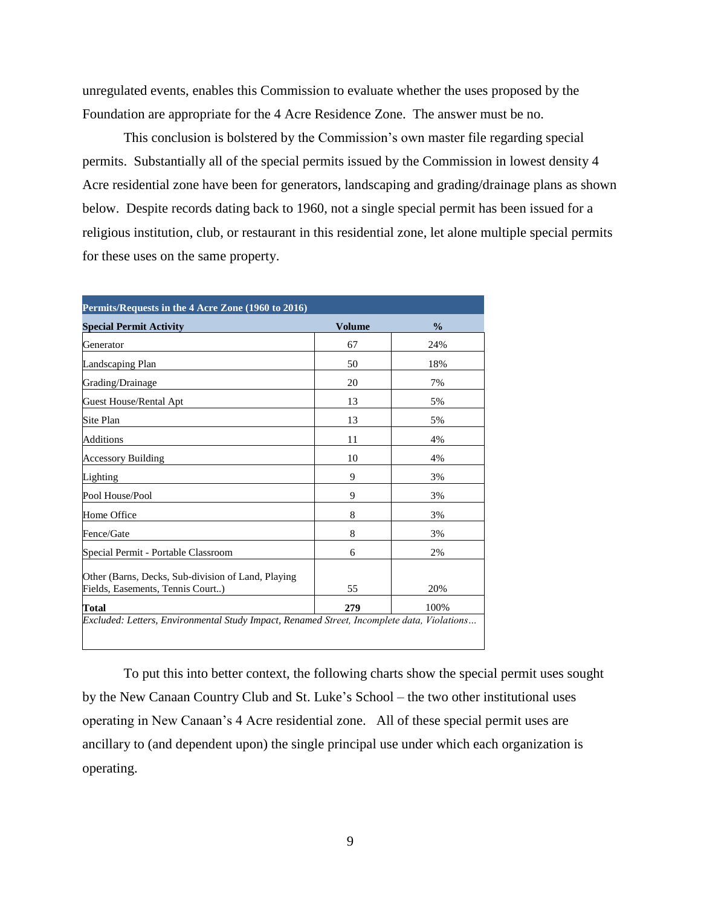unregulated events, enables this Commission to evaluate whether the uses proposed by the Foundation are appropriate for the 4 Acre Residence Zone. The answer must be no.

This conclusion is bolstered by the Commission's own master file regarding special permits. Substantially all of the special permits issued by the Commission in lowest density 4 Acre residential zone have been for generators, landscaping and grading/drainage plans as shown below. Despite records dating back to 1960, not a single special permit has been issued for a religious institution, club, or restaurant in this residential zone, let alone multiple special permits for these uses on the same property.

| Permits/Requests in the 4 Acre Zone (1960 to 2016) | | |
|---|---|---|
| **Special Permit Activity** | **Volume** | **%** |
| Generator | 67 | 24% |
| Landscaping Plan | 50 | 18% |
| Grading/Drainage | 20 | 7% |
| Guest House/Rental Apt | 13 | 5% |
| Site Plan | 13 | 5% |
| Additions | 11 | 4% |
| Accessory Building | 10 | 4% |
| Lighting | 9 | 3% |
| Pool House/Pool | 9 | 3% |
| Home Office | 8 | 3% |
| Fence/Gate | 8 | 3% |
| Special Permit - Portable Classroom | 6 | 2% |
| Other (Barns, Decks, Sub-division of Land, Playing Fields, Easements, Tennis Court..) | 55 | 20% |
| **Total** | **279** | 100% |

*Excluded: Letters, Environmental Study Impact, Renamed Street, Incomplete data, Violations…*

To put this into better context, the following charts show the special permit uses sought by the New Canaan Country Club and St. Luke's School – the two other institutional uses operating in New Canaan's 4 Acre residential zone. All of these special permit uses are ancillary to (and dependent upon) the single principal use under which each organization is operating.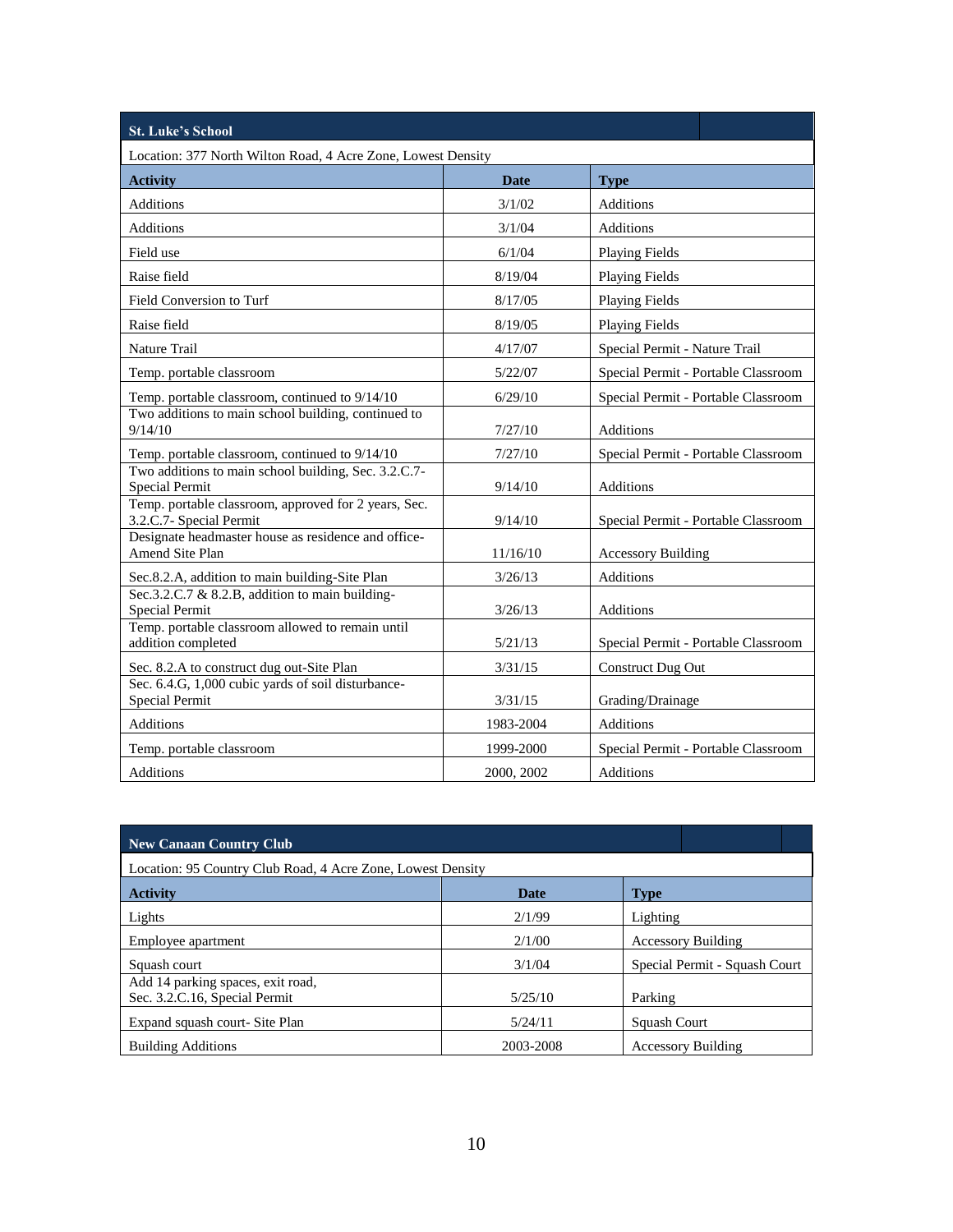| St. Luke's School | | |
|---|---|---|
| Location: 377 North Wilton Road, 4 Acre Zone, Lowest Density | | |
| **Activity** | **Date** | **Type** |
| Additions | 3/1/02 | Additions |
| Additions | 3/1/04 | Additions |
| Field use | 6/1/04 | Playing Fields |
| Raise field | 8/19/04 | Playing Fields |
| Field Conversion to Turf | 8/17/05 | Playing Fields |
| Raise field | 8/19/05 | Playing Fields |
| Nature Trail | 4/17/07 | Special Permit - Nature Trail |
| Temp. portable classroom | 5/22/07 | Special Permit - Portable Classroom |
| Temp. portable classroom, continued to 9/14/10 | 6/29/10 | Special Permit - Portable Classroom |
| Two additions to main school building, continued to 9/14/10 | 7/27/10 | Additions |
| Temp. portable classroom, continued to 9/14/10 | 7/27/10 | Special Permit - Portable Classroom |
| Two additions to main school building, Sec. 3.2.C.7- Special Permit | 9/14/10 | Additions |
| Temp. portable classroom, approved for 2 years, Sec. 3.2.C.7- Special Permit | 9/14/10 | Special Permit - Portable Classroom |
| Designate headmaster house as residence and office- Amend Site Plan | 11/16/10 | Accessory Building |
| Sec.8.2.A, addition to main building-Site Plan | 3/26/13 | Additions |
| Sec.3.2.C.7 & 8.2.B, addition to main building- Special Permit | 3/26/13 | Additions |
| Temp. portable classroom allowed to remain until addition completed | 5/21/13 | Special Permit - Portable Classroom |
| Sec. 8.2.A to construct dug out-Site Plan | 3/31/15 | Construct Dug Out |
| Sec. 6.4.G, 1,000 cubic yards of soil disturbance- Special Permit | 3/31/15 | Grading/Drainage |
| Additions | 1983-2004 | Additions |
| Temp. portable classroom | 1999-2000 | Special Permit - Portable Classroom |
| Additions | 2000, 2002 | Additions |

| New Canaan Country Club | | |
|---|---|---|
| Location: 95 Country Club Road, 4 Acre Zone, Lowest Density | | |
| **Activity** | **Date** | **Type** |
| Lights | 2/1/99 | Lighting |
| Employee apartment | 2/1/00 | Accessory Building |
| Squash court | 3/1/04 | Special Permit - Squash Court |
| Add 14 parking spaces, exit road, Sec. 3.2.C.16, Special Permit | 5/25/10 | Parking |
| Expand squash court- Site Plan | 5/24/11 | Squash Court |
| Building Additions | 2003-2008 | Accessory Building |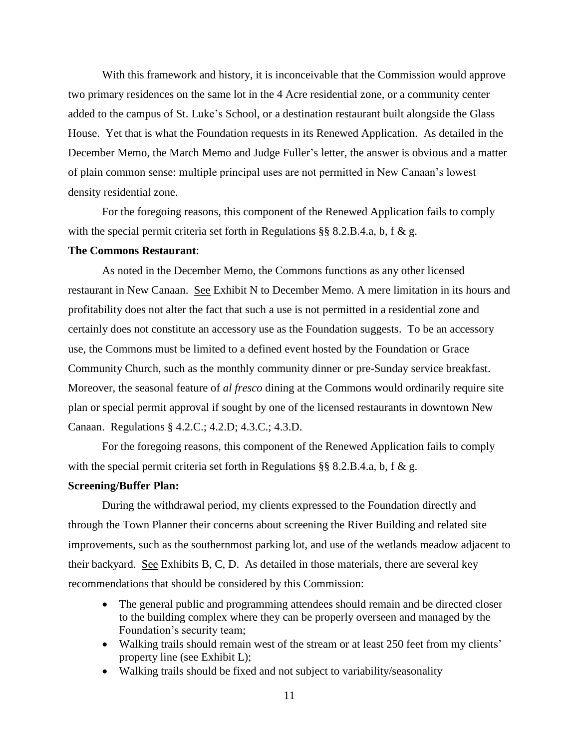With this framework and history, it is inconceivable that the Commission would approve two primary residences on the same lot in the 4 Acre residential zone, or a community center added to the campus of St. Luke's School, or a destination restaurant built alongside the Glass House. Yet that is what the Foundation requests in its Renewed Application. As detailed in the December Memo, the March Memo and Judge Fuller's letter, the answer is obvious and a matter of plain common sense: multiple principal uses are not permitted in New Canaan's lowest density residential zone.

For the foregoing reasons, this component of the Renewed Application fails to comply with the special permit criteria set forth in Regulations §§ 8.2.B.4.a, b, f & g.

**The Commons Restaurant**:

As noted in the December Memo, the Commons functions as any other licensed restaurant in New Canaan. See Exhibit N to December Memo. A mere limitation in its hours and profitability does not alter the fact that such a use is not permitted in a residential zone and certainly does not constitute an accessory use as the Foundation suggests. To be an accessory use, the Commons must be limited to a defined event hosted by the Foundation or Grace Community Church, such as the monthly community dinner or pre-Sunday service breakfast. Moreover, the seasonal feature of *al fresco* dining at the Commons would ordinarily require site plan or special permit approval if sought by one of the licensed restaurants in downtown New Canaan. Regulations § 4.2.C.; 4.2.D; 4.3.C.; 4.3.D.

For the foregoing reasons, this component of the Renewed Application fails to comply with the special permit criteria set forth in Regulations §§ 8.2.B.4.a, b, f & g.

**Screening/Buffer Plan:**

During the withdrawal period, my clients expressed to the Foundation directly and through the Town Planner their concerns about screening the River Building and related site improvements, such as the southernmost parking lot, and use of the wetlands meadow adjacent to their backyard. See Exhibits B, C, D. As detailed in those materials, there are several key recommendations that should be considered by this Commission:

- The general public and programming attendees should remain and be directed closer to the building complex where they can be properly overseen and managed by the Foundation's security team;
- Walking trails should remain west of the stream or at least 250 feet from my clients' property line (see Exhibit L);
- Walking trails should be fixed and not subject to variability/seasonality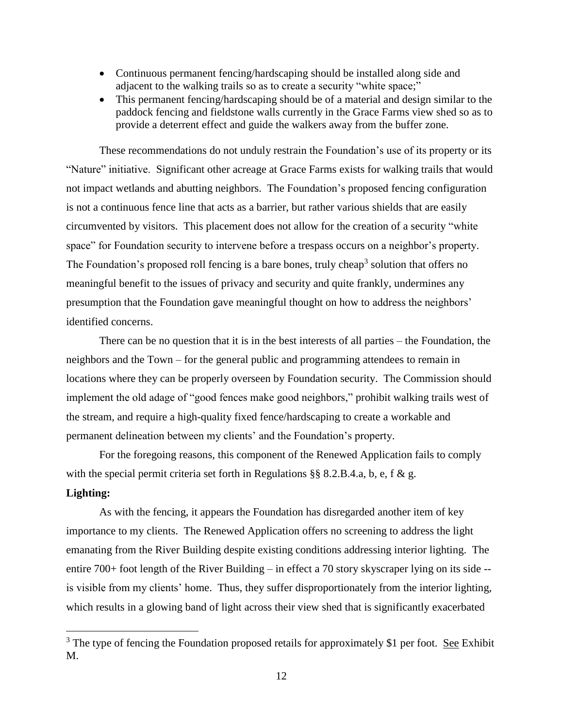- Continuous permanent fencing/hardscaping should be installed along side and adjacent to the walking trails so as to create a security "white space;"
- This permanent fencing/hardscaping should be of a material and design similar to the paddock fencing and fieldstone walls currently in the Grace Farms view shed so as to provide a deterrent effect and guide the walkers away from the buffer zone.

These recommendations do not unduly restrain the Foundation's use of its property or its "Nature" initiative. Significant other acreage at Grace Farms exists for walking trails that would not impact wetlands and abutting neighbors. The Foundation's proposed fencing configuration is not a continuous fence line that acts as a barrier, but rather various shields that are easily circumvented by visitors. This placement does not allow for the creation of a security "white space" for Foundation security to intervene before a trespass occurs on a neighbor's property. The Foundation's proposed roll fencing is a bare bones, truly cheap[3] solution that offers no meaningful benefit to the issues of privacy and security and quite frankly, undermines any presumption that the Foundation gave meaningful thought on how to address the neighbors' identified concerns.

There can be no question that it is in the best interests of all parties – the Foundation, the neighbors and the Town – for the general public and programming attendees to remain in locations where they can be properly overseen by Foundation security. The Commission should implement the old adage of "good fences make good neighbors," prohibit walking trails west of the stream, and require a high-quality fixed fence/hardscaping to create a workable and permanent delineation between my clients' and the Foundation's property.

For the foregoing reasons, this component of the Renewed Application fails to comply with the special permit criteria set forth in Regulations §§ 8.2.B.4.a, b, e, f & g.

**Lighting:**

As with the fencing, it appears the Foundation has disregarded another item of key importance to my clients. The Renewed Application offers no screening to address the light emanating from the River Building despite existing conditions addressing interior lighting. The entire 700+ foot length of the River Building – in effect a 70 story skyscraper lying on its side -- is visible from my clients' home. Thus, they suffer disproportionately from the interior lighting, which results in a glowing band of light across their view shed that is significantly exacerbated

---

[3] The type of fencing the Foundation proposed retails for approximately $1 per foot. See Exhibit M.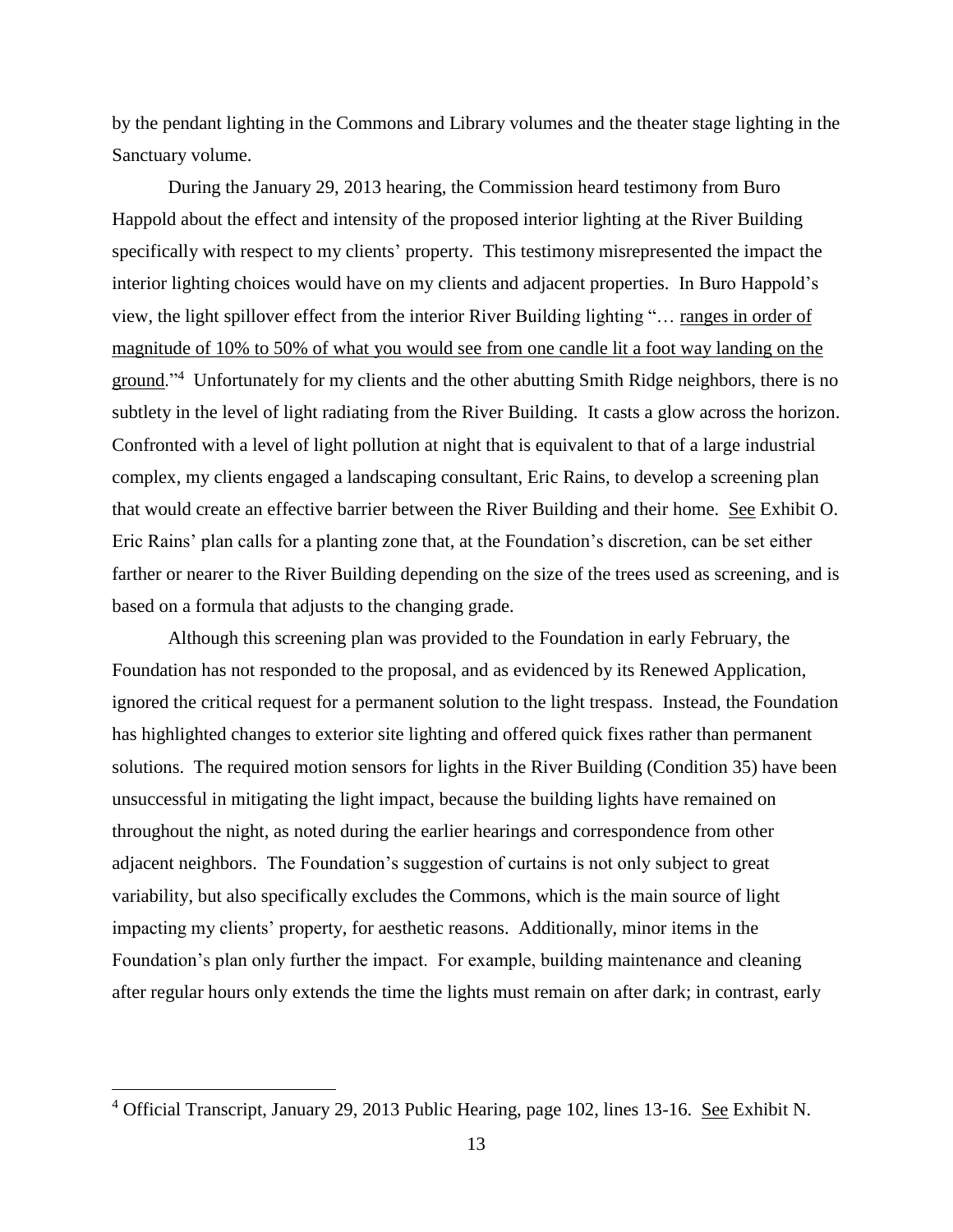by the pendant lighting in the Commons and Library volumes and the theater stage lighting in the Sanctuary volume.

During the January 29, 2013 hearing, the Commission heard testimony from Buro Happold about the effect and intensity of the proposed interior lighting at the River Building specifically with respect to my clients' property. This testimony misrepresented the impact the interior lighting choices would have on my clients and adjacent properties. In Buro Happold's view, the light spillover effect from the interior River Building lighting "… <u>ranges in order of magnitude of 10% to 50% of what you would see from one candle lit a foot way landing on the ground</u>."[4] Unfortunately for my clients and the other abutting Smith Ridge neighbors, there is no subtlety in the level of light radiating from the River Building. It casts a glow across the horizon. Confronted with a level of light pollution at night that is equivalent to that of a large industrial complex, my clients engaged a landscaping consultant, Eric Rains, to develop a screening plan that would create an effective barrier between the River Building and their home. <u>See</u> Exhibit O. Eric Rains' plan calls for a planting zone that, at the Foundation's discretion, can be set either farther or nearer to the River Building depending on the size of the trees used as screening, and is based on a formula that adjusts to the changing grade.

Although this screening plan was provided to the Foundation in early February, the Foundation has not responded to the proposal, and as evidenced by its Renewed Application, ignored the critical request for a permanent solution to the light trespass. Instead, the Foundation has highlighted changes to exterior site lighting and offered quick fixes rather than permanent solutions. The required motion sensors for lights in the River Building (Condition 35) have been unsuccessful in mitigating the light impact, because the building lights have remained on throughout the night, as noted during the earlier hearings and correspondence from other adjacent neighbors. The Foundation's suggestion of curtains is not only subject to great variability, but also specifically excludes the Commons, which is the main source of light impacting my clients' property, for aesthetic reasons. Additionally, minor items in the Foundation's plan only further the impact. For example, building maintenance and cleaning after regular hours only extends the time the lights must remain on after dark; in contrast, early

---

[4] Official Transcript, January 29, 2013 Public Hearing, page 102, lines 13-16. <u>See</u> Exhibit N.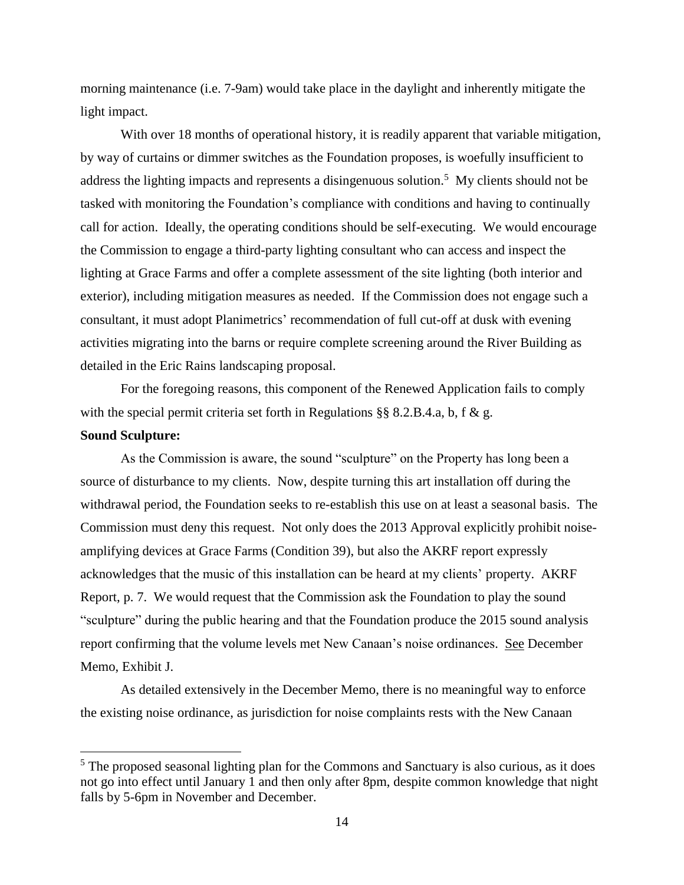morning maintenance (i.e. 7-9am) would take place in the daylight and inherently mitigate the light impact.

With over 18 months of operational history, it is readily apparent that variable mitigation, by way of curtains or dimmer switches as the Foundation proposes, is woefully insufficient to address the lighting impacts and represents a disingenuous solution.[5] My clients should not be tasked with monitoring the Foundation's compliance with conditions and having to continually call for action. Ideally, the operating conditions should be self-executing. We would encourage the Commission to engage a third-party lighting consultant who can access and inspect the lighting at Grace Farms and offer a complete assessment of the site lighting (both interior and exterior), including mitigation measures as needed. If the Commission does not engage such a consultant, it must adopt Planimetrics' recommendation of full cut-off at dusk with evening activities migrating into the barns or require complete screening around the River Building as detailed in the Eric Rains landscaping proposal.

For the foregoing reasons, this component of the Renewed Application fails to comply with the special permit criteria set forth in Regulations §§ 8.2.B.4.a, b, f & g.

**Sound Sculpture:**

As the Commission is aware, the sound "sculpture" on the Property has long been a source of disturbance to my clients. Now, despite turning this art installation off during the withdrawal period, the Foundation seeks to re-establish this use on at least a seasonal basis. The Commission must deny this request. Not only does the 2013 Approval explicitly prohibit noise-amplifying devices at Grace Farms (Condition 39), but also the AKRF report expressly acknowledges that the music of this installation can be heard at my clients' property. AKRF Report, p. 7. We would request that the Commission ask the Foundation to play the sound "sculpture" during the public hearing and that the Foundation produce the 2015 sound analysis report confirming that the volume levels met New Canaan's noise ordinances. See December Memo, Exhibit J.

As detailed extensively in the December Memo, there is no meaningful way to enforce the existing noise ordinance, as jurisdiction for noise complaints rests with the New Canaan

---

[5] The proposed seasonal lighting plan for the Commons and Sanctuary is also curious, as it does not go into effect until January 1 and then only after 8pm, despite common knowledge that night falls by 5-6pm in November and December.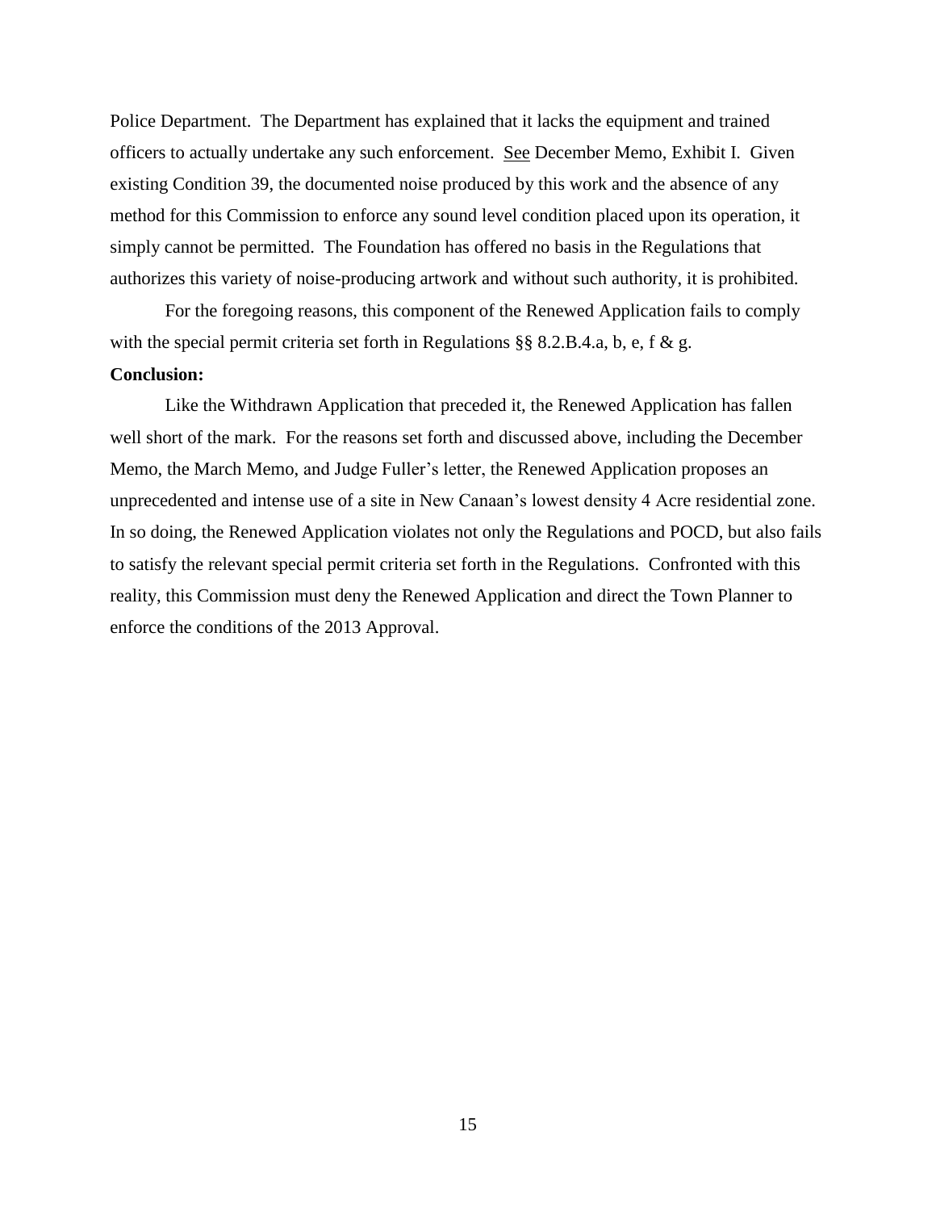Police Department. The Department has explained that it lacks the equipment and trained officers to actually undertake any such enforcement. See December Memo, Exhibit I. Given existing Condition 39, the documented noise produced by this work and the absence of any method for this Commission to enforce any sound level condition placed upon its operation, it simply cannot be permitted. The Foundation has offered no basis in the Regulations that authorizes this variety of noise-producing artwork and without such authority, it is prohibited.

For the foregoing reasons, this component of the Renewed Application fails to comply with the special permit criteria set forth in Regulations §§ 8.2.B.4.a, b, e, f & g.

**Conclusion:**

Like the Withdrawn Application that preceded it, the Renewed Application has fallen well short of the mark. For the reasons set forth and discussed above, including the December Memo, the March Memo, and Judge Fuller's letter, the Renewed Application proposes an unprecedented and intense use of a site in New Canaan's lowest density 4 Acre residential zone. In so doing, the Renewed Application violates not only the Regulations and POCD, but also fails to satisfy the relevant special permit criteria set forth in the Regulations. Confronted with this reality, this Commission must deny the Renewed Application and direct the Town Planner to enforce the conditions of the 2013 Approval.